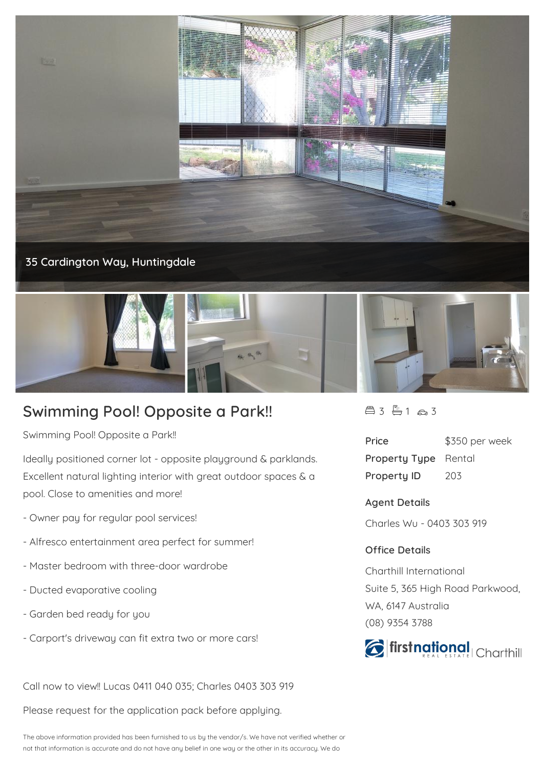35 Cardington Way, Huntingdale

# Swimming Pool! Opposite a Park!!

3 bed | 1 bath | 3 car

| Price | $350 per week |
| --- | --- |
| Property Type | Rental |
| Property ID | 203 |

Swimming Pool! Opposite a Park!!

Ideally positioned corner lot - opposite playground & parklands. Excellent natural lighting interior with great outdoor spaces & a pool. Close to amenities and more!

- Owner pay for regular pool services!

- Alfresco entertainment area perfect for summer!

- Master bedroom with three-door wardrobe

- Ducted evaporative cooling

- Garden bed ready for you

- Carport's driveway can fit extra two or more cars!

Call now to view!! Lucas 0411 040 035; Charles 0403 303 919

Please request for the application pack before applying.

### Agent Details

Charles Wu - 0403 303 919

### Office Details

Charthill International
Suite 5, 365 High Road Parkwood,
WA, 6147 Australia
(08) 9354 3788

firstnational REAL ESTATE Charthill

The above information provided has been furnished to us by the vendor/s. We have not verified whether or not that information is accurate and do not have any belief in one way or the other in its accuracy. We do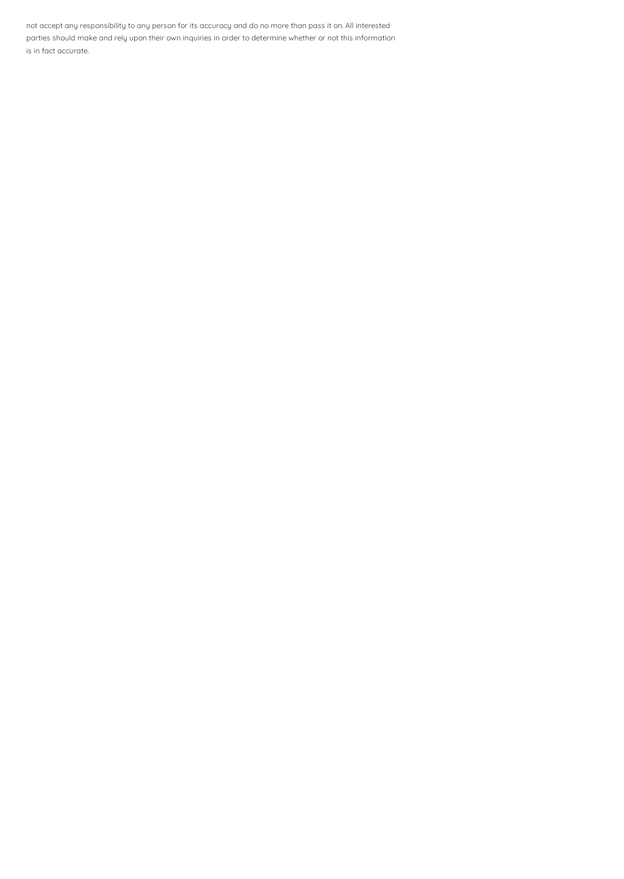not accept any responsibility to any person for its accuracy and do no more than pass it on. All interested parties should make and rely upon their own inquiries in order to determine whether or not this information is in fact accurate.